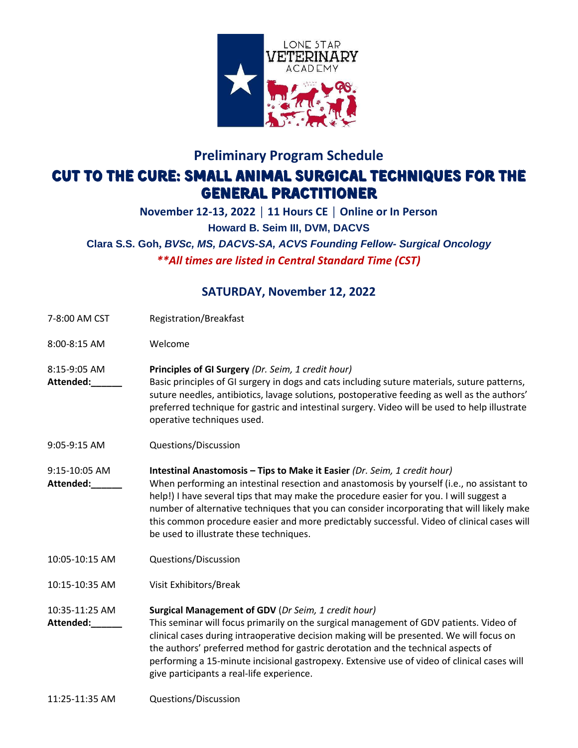LONE STAR VETERINARY ACADEMY

## Preliminary Program Schedule

# CUT TO THE CURE: SMALL ANIMAL SURGICAL TECHNIQUES FOR THE GENERAL PRACTITIONER

**November 12-13, 2022 | 11 Hours CE | Online or In Person**

**Howard B. Seim III, DVM, DACVS**

**Clara S.S. Goh,** ***BVSc, MS, DACVS-SA, ACVS Founding Fellow- Surgical Oncology***

***\*\*All times are listed in Central Standard Time (CST)***

## SATURDAY, November 12, 2022

7-8:00 AM CST — Registration/Breakfast

8:00-8:15 AM — Welcome

8:15-9:05 AM
**Attended:______**

**Principles of GI Surgery** *(Dr. Seim, 1 credit hour)*
Basic principles of GI surgery in dogs and cats including suture materials, suture patterns, suture needles, antibiotics, lavage solutions, postoperative feeding as well as the authors' preferred technique for gastric and intestinal surgery. Video will be used to help illustrate operative techniques used.

9:05-9:15 AM — Questions/Discussion

9:15-10:05 AM
**Attended:______**

**Intestinal Anastomosis – Tips to Make it Easier** *(Dr. Seim, 1 credit hour)*
When performing an intestinal resection and anastomosis by yourself (i.e., no assistant to help!) I have several tips that may make the procedure easier for you. I will suggest a number of alternative techniques that you can consider incorporating that will likely make this common procedure easier and more predictably successful. Video of clinical cases will be used to illustrate these techniques.

10:05-10:15 AM — Questions/Discussion

10:15-10:35 AM — Visit Exhibitors/Break

10:35-11:25 AM
**Attended:______**

**Surgical Management of GDV** (*Dr Seim, 1 credit hour)*
This seminar will focus primarily on the surgical management of GDV patients. Video of clinical cases during intraoperative decision making will be presented. We will focus on the authors' preferred method for gastric derotation and the technical aspects of performing a 15-minute incisional gastropexy. Extensive use of video of clinical cases will give participants a real-life experience.

11:25-11:35 AM — Questions/Discussion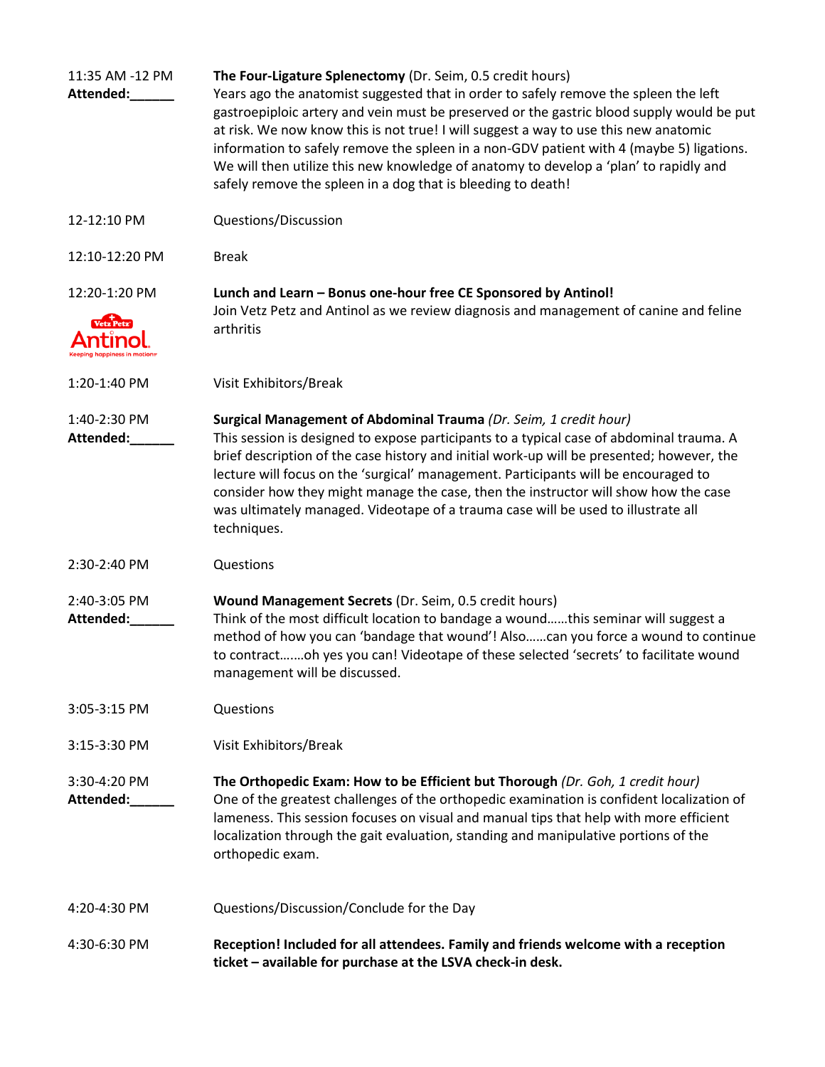| | |
|---|---|
| 11:35 AM -12 PM<br>**Attended:______** | **The Four-Ligature Splenectomy** (Dr. Seim, 0.5 credit hours)<br>Years ago the anatomist suggested that in order to safely remove the spleen the left gastroepiploic artery and vein must be preserved or the gastric blood supply would be put at risk. We now know this is not true! I will suggest a way to use this new anatomic information to safely remove the spleen in a non-GDV patient with 4 (maybe 5) ligations. We will then utilize this new knowledge of anatomy to develop a 'plan' to rapidly and safely remove the spleen in a dog that is bleeding to death! |
| 12-12:10 PM | Questions/Discussion |
| 12:10-12:20 PM | Break |
| 12:20-1:20 PM | **Lunch and Learn – Bonus one-hour free CE Sponsored by Antinol!**<br>Join Vetz Petz and Antinol as we review diagnosis and management of canine and feline arthritis |
| 1:20-1:40 PM | Visit Exhibitors/Break |
| 1:40-2:30 PM<br>**Attended:______** | **Surgical Management of Abdominal Trauma** *(Dr. Seim, 1 credit hour)*<br>This session is designed to expose participants to a typical case of abdominal trauma. A brief description of the case history and initial work-up will be presented; however, the lecture will focus on the 'surgical' management. Participants will be encouraged to consider how they might manage the case, then the instructor will show how the case was ultimately managed. Videotape of a trauma case will be used to illustrate all techniques. |
| 2:30-2:40 PM | Questions |
| 2:40-3:05 PM<br>**Attended:______** | **Wound Management Secrets** (Dr. Seim, 0.5 credit hours)<br>Think of the most difficult location to bandage a wound……this seminar will suggest a method of how you can 'bandage that wound'! Also……can you force a wound to continue to contract…….oh yes you can! Videotape of these selected 'secrets' to facilitate wound management will be discussed. |
| 3:05-3:15 PM | Questions |
| 3:15-3:30 PM | Visit Exhibitors/Break |
| 3:30-4:20 PM<br>**Attended:______** | **The Orthopedic Exam: How to be Efficient but Thorough** *(Dr. Goh, 1 credit hour)*<br>One of the greatest challenges of the orthopedic examination is confident localization of lameness. This session focuses on visual and manual tips that help with more efficient localization through the gait evaluation, standing and manipulative portions of the orthopedic exam. |
| 4:20-4:30 PM | Questions/Discussion/Conclude for the Day |
| 4:30-6:30 PM | **Reception! Included for all attendees. Family and friends welcome with a reception ticket – available for purchase at the LSVA check-in desk.** |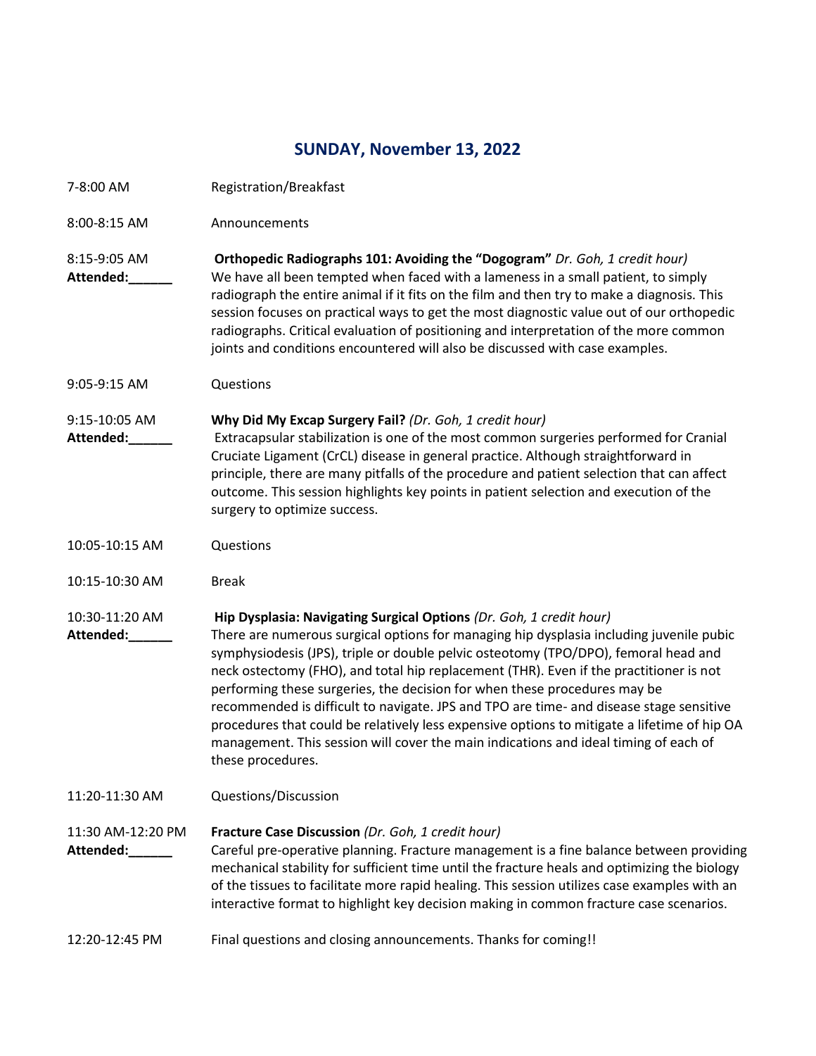## SUNDAY, November 13, 2022

7-8:00 AM — Registration/Breakfast

8:00-8:15 AM — Announcements

8:15-9:05 AM
**Attended:______**

**Orthopedic Radiographs 101: Avoiding the "Dogogram"** *Dr. Goh, 1 credit hour)*
We have all been tempted when faced with a lameness in a small patient, to simply radiograph the entire animal if it fits on the film and then try to make a diagnosis. This session focuses on practical ways to get the most diagnostic value out of our orthopedic radiographs. Critical evaluation of positioning and interpretation of the more common joints and conditions encountered will also be discussed with case examples.

9:05-9:15 AM — Questions

9:15-10:05 AM
**Attended:______**

**Why Did My Excap Surgery Fail?** *(Dr. Goh, 1 credit hour)*
Extracapsular stabilization is one of the most common surgeries performed for Cranial Cruciate Ligament (CrCL) disease in general practice. Although straightforward in principle, there are many pitfalls of the procedure and patient selection that can affect outcome. This session highlights key points in patient selection and execution of the surgery to optimize success.

10:05-10:15 AM — Questions

10:15-10:30 AM — Break

10:30-11:20 AM
**Attended:______**

**Hip Dysplasia: Navigating Surgical Options** *(Dr. Goh, 1 credit hour)*
There are numerous surgical options for managing hip dysplasia including juvenile pubic symphysiodesis (JPS), triple or double pelvic osteotomy (TPO/DPO), femoral head and neck ostectomy (FHO), and total hip replacement (THR). Even if the practitioner is not performing these surgeries, the decision for when these procedures may be recommended is difficult to navigate. JPS and TPO are time- and disease stage sensitive procedures that could be relatively less expensive options to mitigate a lifetime of hip OA management. This session will cover the main indications and ideal timing of each of these procedures.

11:20-11:30 AM — Questions/Discussion

11:30 AM-12:20 PM
**Attended:______**

**Fracture Case Discussion** *(Dr. Goh, 1 credit hour)*
Careful pre-operative planning. Fracture management is a fine balance between providing mechanical stability for sufficient time until the fracture heals and optimizing the biology of the tissues to facilitate more rapid healing. This session utilizes case examples with an interactive format to highlight key decision making in common fracture case scenarios.

12:20-12:45 PM — Final questions and closing announcements. Thanks for coming!!